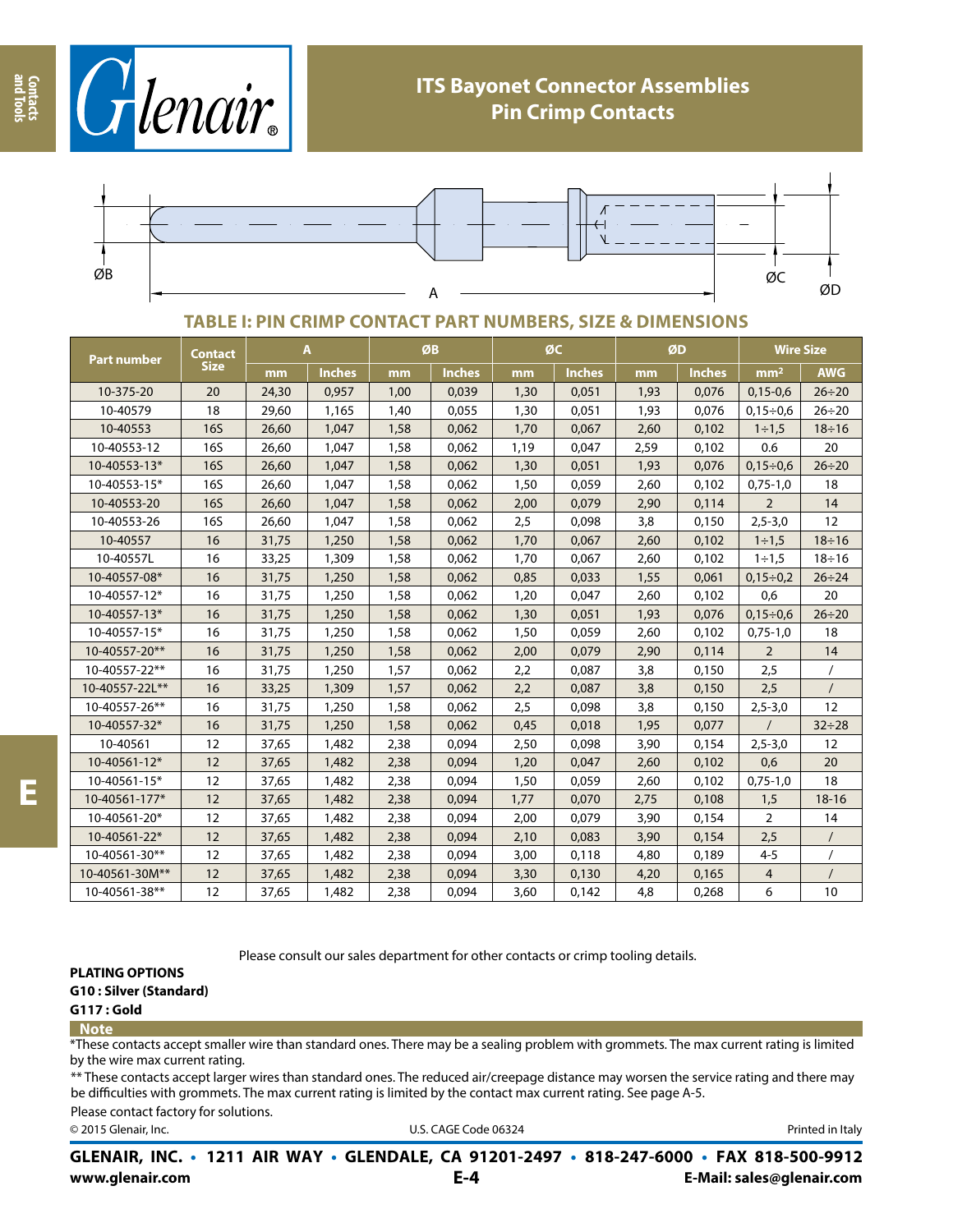# ITS Bayonet Connector Assemblies
## Pin Crimp Contacts

ØB A ØC ØD

### TABLE I: PIN CRIMP CONTACT PART NUMBERS, SIZE & DIMENSIONS

| Part number | Contact Size | A | | ØB | | ØC | | ØD | | Wire Size | |
|---|---|---|---|---|---|---|---|---|---|---|---|
| | | mm | Inches | mm | Inches | mm | Inches | mm | Inches | mm² | AWG |
| 10-375-20 | 20 | 24,30 | 0,957 | 1,00 | 0,039 | 1,30 | 0,051 | 1,93 | 0,076 | 0,15-0,6 | 26÷20 |
| 10-40579 | 18 | 29,60 | 1,165 | 1,40 | 0,055 | 1,30 | 0,051 | 1,93 | 0,076 | 0,15÷0,6 | 26÷20 |
| 10-40553 | 16S | 26,60 | 1,047 | 1,58 | 0,062 | 1,70 | 0,067 | 2,60 | 0,102 | 1÷1,5 | 18÷16 |
| 10-40553-12 | 16S | 26,60 | 1,047 | 1,58 | 0,062 | 1,19 | 0,047 | 2,59 | 0,102 | 0.6 | 20 |
| 10-40553-13* | 16S | 26,60 | 1,047 | 1,58 | 0,062 | 1,30 | 0,051 | 1,93 | 0,076 | 0,15÷0,6 | 26÷20 |
| 10-40553-15* | 16S | 26,60 | 1,047 | 1,58 | 0,062 | 1,50 | 0,059 | 2,60 | 0,102 | 0,75-1,0 | 18 |
| 10-40553-20 | 16S | 26,60 | 1,047 | 1,58 | 0,062 | 2,00 | 0,079 | 2,90 | 0,114 | 2 | 14 |
| 10-40553-26 | 16S | 26,60 | 1,047 | 1,58 | 0,062 | 2,5 | 0,098 | 3,8 | 0,150 | 2,5-3,0 | 12 |
| 10-40557 | 16 | 31,75 | 1,250 | 1,58 | 0,062 | 1,70 | 0,067 | 2,60 | 0,102 | 1÷1,5 | 18÷16 |
| 10-40557L | 16 | 33,25 | 1,309 | 1,58 | 0,062 | 1,70 | 0,067 | 2,60 | 0,102 | 1÷1,5 | 18÷16 |
| 10-40557-08* | 16 | 31,75 | 1,250 | 1,58 | 0,062 | 0,85 | 0,033 | 1,55 | 0,061 | 0,15÷0,2 | 26÷24 |
| 10-40557-12* | 16 | 31,75 | 1,250 | 1,58 | 0,062 | 1,20 | 0,047 | 2,60 | 0,102 | 0,6 | 20 |
| 10-40557-13* | 16 | 31,75 | 1,250 | 1,58 | 0,062 | 1,30 | 0,051 | 1,93 | 0,076 | 0,15÷0,6 | 26÷20 |
| 10-40557-15* | 16 | 31,75 | 1,250 | 1,58 | 0,062 | 1,50 | 0,059 | 2,60 | 0,102 | 0,75-1,0 | 18 |
| 10-40557-20** | 16 | 31,75 | 1,250 | 1,58 | 0,062 | 2,00 | 0,079 | 2,90 | 0,114 | 2 | 14 |
| 10-40557-22** | 16 | 31,75 | 1,250 | 1,57 | 0,062 | 2,2 | 0,087 | 3,8 | 0,150 | 2,5 | / |
| 10-40557-22L** | 16 | 33,25 | 1,309 | 1,57 | 0,062 | 2,2 | 0,087 | 3,8 | 0,150 | 2,5 | / |
| 10-40557-26** | 16 | 31,75 | 1,250 | 1,58 | 0,062 | 2,5 | 0,098 | 3,8 | 0,150 | 2,5-3,0 | 12 |
| 10-40557-32* | 16 | 31,75 | 1,250 | 1,58 | 0,062 | 0,45 | 0,018 | 1,95 | 0,077 | / | 32÷28 |
| 10-40561 | 12 | 37,65 | 1,482 | 2,38 | 0,094 | 2,50 | 0,098 | 3,90 | 0,154 | 2,5-3,0 | 12 |
| 10-40561-12* | 12 | 37,65 | 1,482 | 2,38 | 0,094 | 1,20 | 0,047 | 2,60 | 0,102 | 0,6 | 20 |
| 10-40561-15* | 12 | 37,65 | 1,482 | 2,38 | 0,094 | 1,50 | 0,059 | 2,60 | 0,102 | 0,75-1,0 | 18 |
| 10-40561-177* | 12 | 37,65 | 1,482 | 2,38 | 0,094 | 1,77 | 0,070 | 2,75 | 0,108 | 1,5 | 18-16 |
| 10-40561-20* | 12 | 37,65 | 1,482 | 2,38 | 0,094 | 2,00 | 0,079 | 3,90 | 0,154 | 2 | 14 |
| 10-40561-22* | 12 | 37,65 | 1,482 | 2,38 | 0,094 | 2,10 | 0,083 | 3,90 | 0,154 | 2,5 | / |
| 10-40561-30** | 12 | 37,65 | 1,482 | 2,38 | 0,094 | 3,00 | 0,118 | 4,80 | 0,189 | 4-5 | / |
| 10-40561-30M** | 12 | 37,65 | 1,482 | 2,38 | 0,094 | 3,30 | 0,130 | 4,20 | 0,165 | 4 | / |
| 10-40561-38** | 12 | 37,65 | 1,482 | 2,38 | 0,094 | 3,60 | 0,142 | 4,8 | 0,268 | 6 | 10 |

Please consult our sales department for other contacts or crimp tooling details.

**PLATING OPTIONS**
**G10 : Silver (Standard)**
**G117 : Gold**

**Note**

*These contacts accept smaller wire than standard ones. There may be a sealing problem with grommets. The max current rating is limited by the wire max current rating.

** These contacts accept larger wires than standard ones. The reduced air/creepage distance may worsen the service rating and there may be difficulties with grommets. The max current rating is limited by the contact max current rating. See page A-5.

Please contact factory for solutions.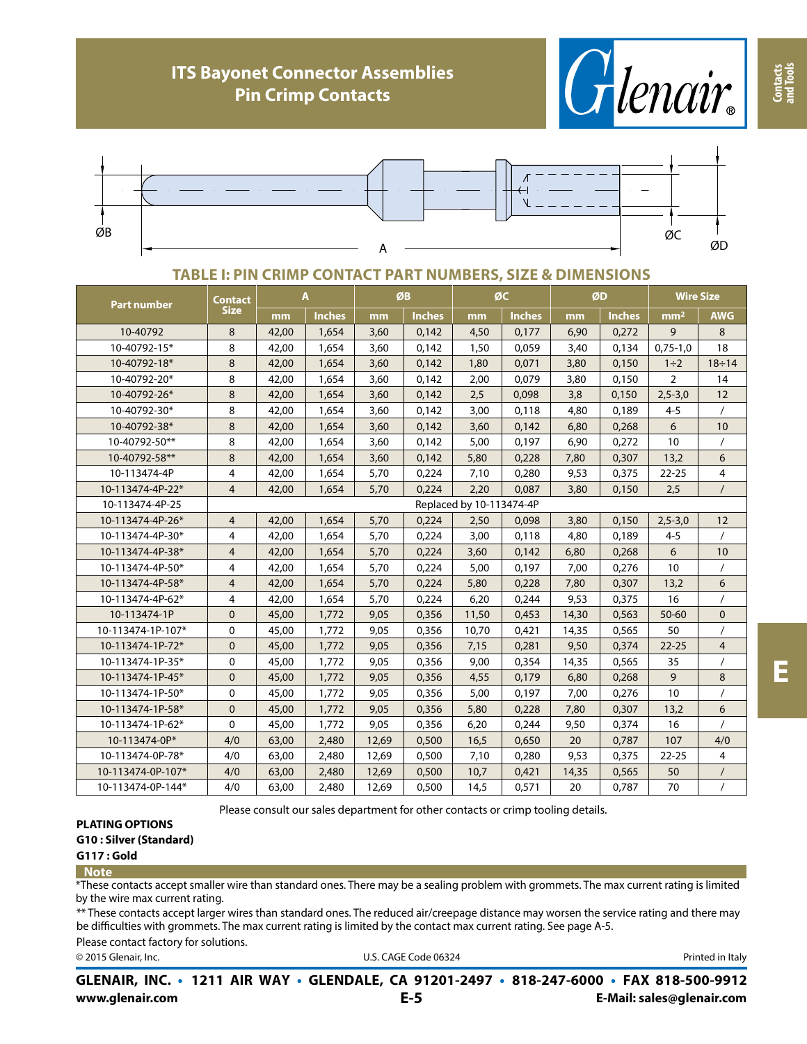# ITS Bayonet Connector Assemblies
## Pin Crimp Contacts

ØB

A

ØC

ØD

### TABLE I: PIN CRIMP CONTACT PART NUMBERS, SIZE & DIMENSIONS

| Part number | Contact Size | A | | ØB | | ØC | | ØD | | Wire Size | |
|---|---|---|---|---|---|---|---|---|---|---|---|
| | | mm | Inches | mm | Inches | mm | Inches | mm | Inches | mm² | AWG |
| 10-40792 | 8 | 42,00 | 1,654 | 3,60 | 0,142 | 4,50 | 0,177 | 6,90 | 0,272 | 9 | 8 |
| 10-40792-15* | 8 | 42,00 | 1,654 | 3,60 | 0,142 | 1,50 | 0,059 | 3,40 | 0,134 | 0,75-1,0 | 18 |
| 10-40792-18* | 8 | 42,00 | 1,654 | 3,60 | 0,142 | 1,80 | 0,071 | 3,80 | 0,150 | 1÷2 | 18÷14 |
| 10-40792-20* | 8 | 42,00 | 1,654 | 3,60 | 0,142 | 2,00 | 0,079 | 3,80 | 0,150 | 2 | 14 |
| 10-40792-26* | 8 | 42,00 | 1,654 | 3,60 | 0,142 | 2,5 | 0,098 | 3,8 | 0,150 | 2,5-3,0 | 12 |
| 10-40792-30* | 8 | 42,00 | 1,654 | 3,60 | 0,142 | 3,00 | 0,118 | 4,80 | 0,189 | 4-5 | / |
| 10-40792-38* | 8 | 42,00 | 1,654 | 3,60 | 0,142 | 3,60 | 0,142 | 6,80 | 0,268 | 6 | 10 |
| 10-40792-50** | 8 | 42,00 | 1,654 | 3,60 | 0,142 | 5,00 | 0,197 | 6,90 | 0,272 | 10 | / |
| 10-40792-58** | 8 | 42,00 | 1,654 | 3,60 | 0,142 | 5,80 | 0,228 | 7,80 | 0,307 | 13,2 | 6 |
| 10-113474-4P | 4 | 42,00 | 1,654 | 5,70 | 0,224 | 7,10 | 0,280 | 9,53 | 0,375 | 22-25 | 4 |
| 10-113474-4P-22* | 4 | 42,00 | 1,654 | 5,70 | 0,224 | 2,20 | 0,087 | 3,80 | 0,150 | 2,5 | / |
| 10-113474-4P-25 | Replaced by 10-113474-4P | | | | | | | | | | |
| 10-113474-4P-26* | 4 | 42,00 | 1,654 | 5,70 | 0,224 | 2,50 | 0,098 | 3,80 | 0,150 | 2,5-3,0 | 12 |
| 10-113474-4P-30* | 4 | 42,00 | 1,654 | 5,70 | 0,224 | 3,00 | 0,118 | 4,80 | 0,189 | 4-5 | / |
| 10-113474-4P-38* | 4 | 42,00 | 1,654 | 5,70 | 0,224 | 3,60 | 0,142 | 6,80 | 0,268 | 6 | 10 |
| 10-113474-4P-50* | 4 | 42,00 | 1,654 | 5,70 | 0,224 | 5,00 | 0,197 | 7,00 | 0,276 | 10 | / |
| 10-113474-4P-58* | 4 | 42,00 | 1,654 | 5,70 | 0,224 | 5,80 | 0,228 | 7,80 | 0,307 | 13,2 | 6 |
| 10-113474-4P-62* | 4 | 42,00 | 1,654 | 5,70 | 0,224 | 6,20 | 0,244 | 9,53 | 0,375 | 16 | / |
| 10-113474-1P | 0 | 45,00 | 1,772 | 9,05 | 0,356 | 11,50 | 0,453 | 14,30 | 0,563 | 50-60 | 0 |
| 10-113474-1P-107* | 0 | 45,00 | 1,772 | 9,05 | 0,356 | 10,70 | 0,421 | 14,35 | 0,565 | 50 | / |
| 10-113474-1P-72* | 0 | 45,00 | 1,772 | 9,05 | 0,356 | 7,15 | 0,281 | 9,50 | 0,374 | 22-25 | 4 |
| 10-113474-1P-35* | 0 | 45,00 | 1,772 | 9,05 | 0,356 | 9,00 | 0,354 | 14,35 | 0,565 | 35 | / |
| 10-113474-1P-45* | 0 | 45,00 | 1,772 | 9,05 | 0,356 | 4,55 | 0,179 | 6,80 | 0,268 | 9 | 8 |
| 10-113474-1P-50* | 0 | 45,00 | 1,772 | 9,05 | 0,356 | 5,00 | 0,197 | 7,00 | 0,276 | 10 | / |
| 10-113474-1P-58* | 0 | 45,00 | 1,772 | 9,05 | 0,356 | 5,80 | 0,228 | 7,80 | 0,307 | 13,2 | 6 |
| 10-113474-1P-62* | 0 | 45,00 | 1,772 | 9,05 | 0,356 | 6,20 | 0,244 | 9,50 | 0,374 | 16 | / |
| 10-113474-0P* | 4/0 | 63,00 | 2,480 | 12,69 | 0,500 | 16,5 | 0,650 | 20 | 0,787 | 107 | 4/0 |
| 10-113474-0P-78* | 4/0 | 63,00 | 2,480 | 12,69 | 0,500 | 7,10 | 0,280 | 9,53 | 0,375 | 22-25 | 4 |
| 10-113474-0P-107* | 4/0 | 63,00 | 2,480 | 12,69 | 0,500 | 10,7 | 0,421 | 14,35 | 0,565 | 50 | / |
| 10-113474-0P-144* | 4/0 | 63,00 | 2,480 | 12,69 | 0,500 | 14,5 | 0,571 | 20 | 0,787 | 70 | / |

Please consult our sales department for other contacts or crimp tooling details.

**PLATING OPTIONS**
**G10 : Silver (Standard)**
**G117 : Gold**

**Note**

*These contacts accept smaller wire than standard ones. There may be a sealing problem with grommets. The max current rating is limited by the wire max current rating.

** These contacts accept larger wires than standard ones. The reduced air/creepage distance may worsen the service rating and there may be difficulties with grommets. The max current rating is limited by the contact max current rating. See page A-5.

Please contact factory for solutions.